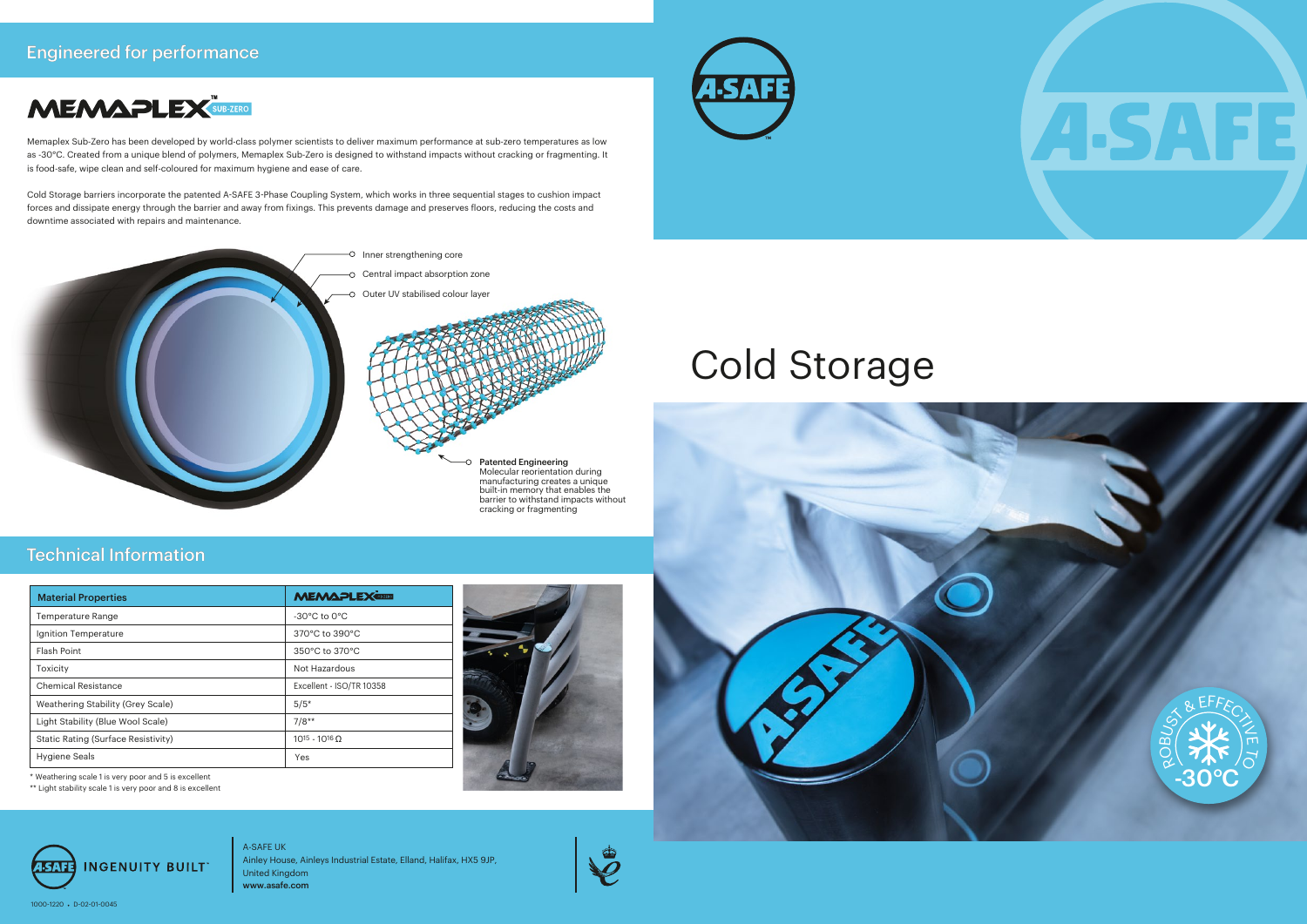## Engineered for performance

# MEMAPLEX™ SUB-ZERO

Memaplex Sub-Zero has been developed by world-class polymer scientists to deliver maximum performance at sub-zero temperatures as low as -30°C. Created from a unique blend of polymers, Memaplex Sub-Zero is designed to withstand impacts without cracking or fragmenting. It is food-safe, wipe clean and self-coloured for maximum hygiene and ease of care.

Cold Storage barriers incorporate the patented A-SAFE 3-Phase Coupling System, which works in three sequential stages to cushion impact forces and dissipate energy through the barrier and away from fixings. This prevents damage and preserves floors, reducing the costs and downtime associated with repairs and maintenance.

- Inner strengthening core
- Central impact absorption zone
- Outer UV stabilised colour layer

**Patented Engineering**
Molecular reorientation during manufacturing creates a unique built-in memory that enables the barrier to withstand impacts without cracking or fragmenting

## Technical Information

| Material Properties | MEMAPLEX SUB-ZERO |
|---|---|
| Temperature Range | -30°C to 0°C |
| Ignition Temperature | 370°C to 390°C |
| Flash Point | 350°C to 370°C |
| Toxicity | Not Hazardous |
| Chemical Resistance | Excellent - ISO/TR 10358 |
| Weathering Stability (Grey Scale) | 5/5* |
| Light Stability (Blue Wool Scale) | 7/8** |
| Static Rating (Surface Resistivity) | $10^{15}$ - $10^{16}$ Ω |
| Hygiene Seals | Yes |

\* Weathering scale 1 is very poor and 5 is excellent

\** Light stability scale 1 is very poor and 8 is excellent

# Cold Storage

ROBUST & EFFECTIVE TO -30°C

A-SAFE INGENUITY BUILT™

A-SAFE UK
Ainley House, Ainleys Industrial Estate, Elland, Halifax, HX5 9JP, United Kingdom
**www.asafe.com**

1000-1220 • D-02-01-0045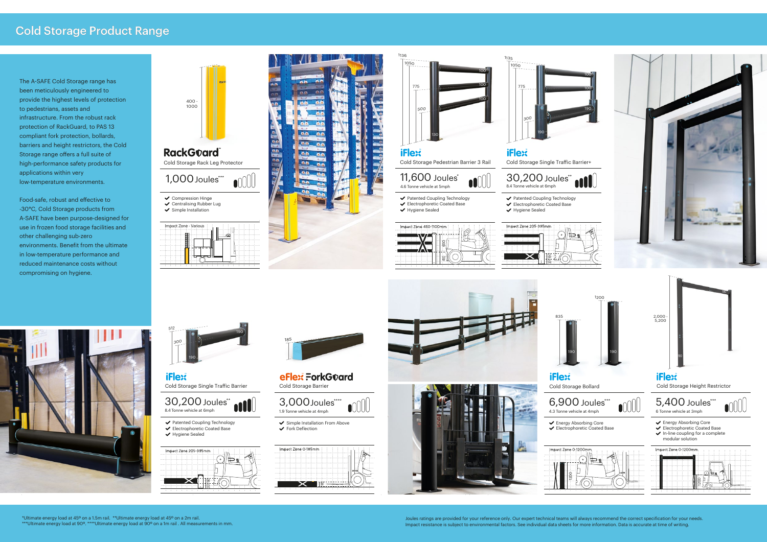# Cold Storage Product Range

The A-SAFE Cold Storage range has been meticulously engineered to provide the highest levels of protection to pedestrians, assets and infrastructure. From the robust rack protection of RackGuard, to PAS 13 compliant fork protection, bollards, barriers and height restrictors, the Cold Storage range offers a full suite of high-performance safety products for applications within very low-temperature environments.

Food-safe, robust and effective to -30°C, Cold Storage products from A-SAFE have been purpose-designed for use in frozen food storage facilities and other challenging sub-zero environments. Benefit from the ultimate in low-temperature performance and reduced maintenance costs without compromising on hygiene.

## RackGuard

Cold Storage Rack Leg Protector

400 - 1000

1,000 Joules***

- Compression Hinge
- Centralising Rubber Lug
- Simple Installation

Impact Zone - Various

## iFlex

Cold Storage Pedestrian Barrier 3 Rail

1136, 1050, 775, 500, 130, 100, 100, 100

11,600 Joules*

4.6 Tonne vehicle at 5mph

- Patented Coupling Technology
- Electrophoretic Coated Base
- Hygiene Sealed

Impact Zone 450-1100mm

## iFlex

Cold Storage Single Traffic Barrier+

1135, 1050, 775, 300, 190, 100, 100, 190

30,200 Joules**

8.4 Tonne vehicle at 6mph

- Patented Coupling Technology
- Electrophoretic Coated Base
- Hygiene Sealed

Impact Zone 205-395mm

## iFlex

Cold Storage Single Traffic Barrier

512, 300, 190, 190

30,200 Joules**

8.4 Tonne vehicle at 6mph

- Patented Coupling Technology
- Electrophoretic Coated Base
- Hygiene Sealed

Impact Zone 205-395mm

## eFlex ForkGuard

Cold Storage Barrier

185

3,000 Joules****

1.9 Tonne vehicle at 4mph

- Simple Installation From Above
- Fork Deflection

Impact Zone 0-185mm

## iFlex

Cold Storage Bollard

835, 1200, 190, 190

6,900 Joules***

4.3 Tonne vehicle at 4mph

- Energy Absorbing Core
- Electrophoretic Coated Base

Impact Zone 0-1200mm

## iFlex

Cold Storage Height Restrictor

2,000 - 5,200

5,400 Joules***

6 Tonne vehicle at 3mph

- Energy Absorbing Core
- Electrophoretic Coated Base
- In-line coupling for a complete modular solution

Impact Zone 0-1200mm

*Ultimate energy load at 45º on a 1.5m rail. **Ultimate energy load at 45º on a 2m rail.
***Ultimate energy load at 90º. ****Ultimate energy load at 90º on a 1m rail . All measurements in mm.

Joules ratings are provided for your reference only. Our expert technical teams will always recommend the correct specification for your needs. Impact resistance is subject to environmental factors. See individual data sheets for more information. Data is accurate at time of writing.